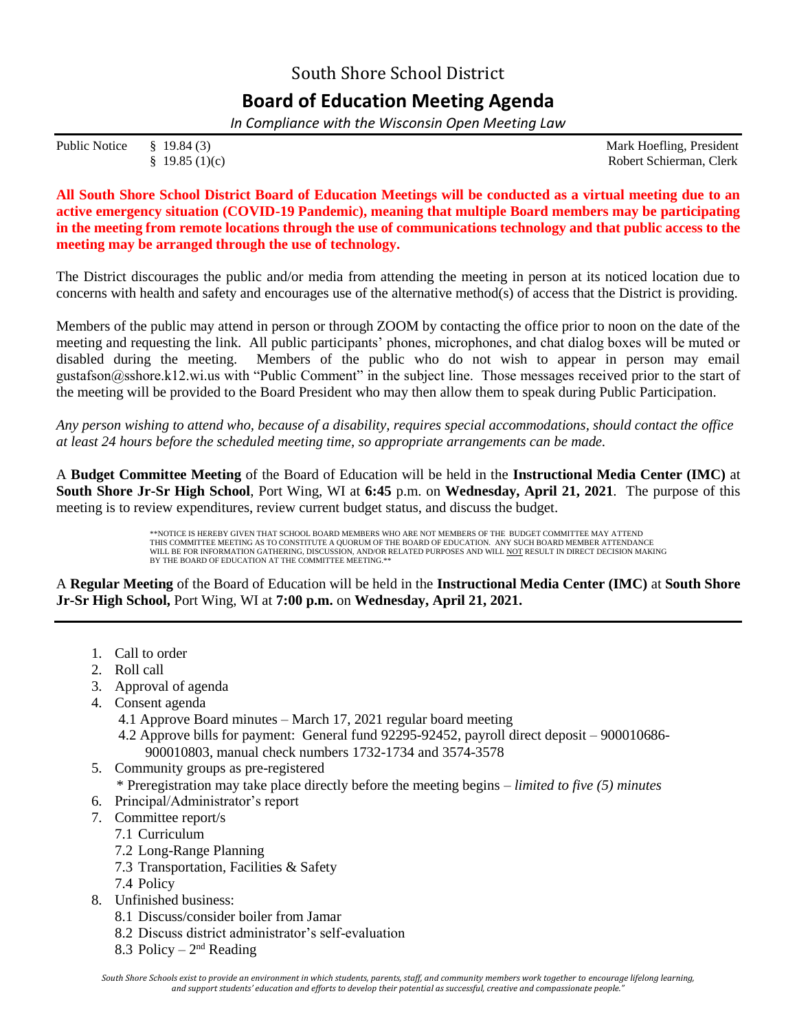# South Shore School District

## Board of Education Meeting Agenda

*In Compliance with the Wisconsin Open Meeting Law*

Public Notice § 19.84 (3)
§ 19.85 (1)(c)

Mark Hoefling, President
Robert Schierman, Clerk

**All South Shore School District Board of Education Meetings will be conducted as a virtual meeting due to an active emergency situation (COVID-19 Pandemic), meaning that multiple Board members may be participating in the meeting from remote locations through the use of communications technology and that public access to the meeting may be arranged through the use of technology.**

The District discourages the public and/or media from attending the meeting in person at its noticed location due to concerns with health and safety and encourages use of the alternative method(s) of access that the District is providing.

Members of the public may attend in person or through ZOOM by contacting the office prior to noon on the date of the meeting and requesting the link. All public participants' phones, microphones, and chat dialog boxes will be muted or disabled during the meeting. Members of the public who do not wish to appear in person may email gustafson@sshore.k12.wi.us with "Public Comment" in the subject line. Those messages received prior to the start of the meeting will be provided to the Board President who may then allow them to speak during Public Participation.

*Any person wishing to attend who, because of a disability, requires special accommodations, should contact the office at least 24 hours before the scheduled meeting time, so appropriate arrangements can be made.*

A **Budget Committee Meeting** of the Board of Education will be held in the **Instructional Media Center (IMC)** at **South Shore Jr-Sr High School**, Port Wing, WI at **6:45** p.m. on **Wednesday, April 21, 2021**. The purpose of this meeting is to review expenditures, review current budget status, and discuss the budget.

**NOTICE IS HEREBY GIVEN THAT SCHOOL BOARD MEMBERS WHO ARE NOT MEMBERS OF THE BUDGET COMMITTEE MAY ATTEND THIS COMMITTEE MEETING AS TO CONSTITUTE A QUORUM OF THE BOARD OF EDUCATION. ANY SUCH BOARD MEMBER ATTENDANCE WILL BE FOR INFORMATION GATHERING, DISCUSSION, AND/OR RELATED PURPOSES AND WILL NOT RESULT IN DIRECT DECISION MAKING BY THE BOARD OF EDUCATION AT THE COMMITTEE MEETING.**

A **Regular Meeting** of the Board of Education will be held in the **Instructional Media Center (IMC)** at **South Shore Jr-Sr High School,** Port Wing, WI at **7:00 p.m.** on **Wednesday, April 21, 2021.**

1. Call to order
2. Roll call
3. Approval of agenda
4. Consent agenda
   - 4.1 Approve Board minutes – March 17, 2021 regular board meeting
   - 4.2 Approve bills for payment: General fund 92295-92452, payroll direct deposit – 900010686-900010803, manual check numbers 1732-1734 and 3574-3578
5. Community groups as pre-registered
   - \* Preregistration may take place directly before the meeting begins – *limited to five (5) minutes*
6. Principal/Administrator's report
7. Committee report/s
   - 7.1 Curriculum
   - 7.2 Long-Range Planning
   - 7.3 Transportation, Facilities & Safety
   - 7.4 Policy
8. Unfinished business:
   - 8.1 Discuss/consider boiler from Jamar
   - 8.2 Discuss district administrator's self-evaluation
   - 8.3 Policy – 2nd Reading

*South Shore Schools exist to provide an environment in which students, parents, staff, and community members work together to encourage lifelong learning, and support students' education and efforts to develop their potential as successful, creative and compassionate people."*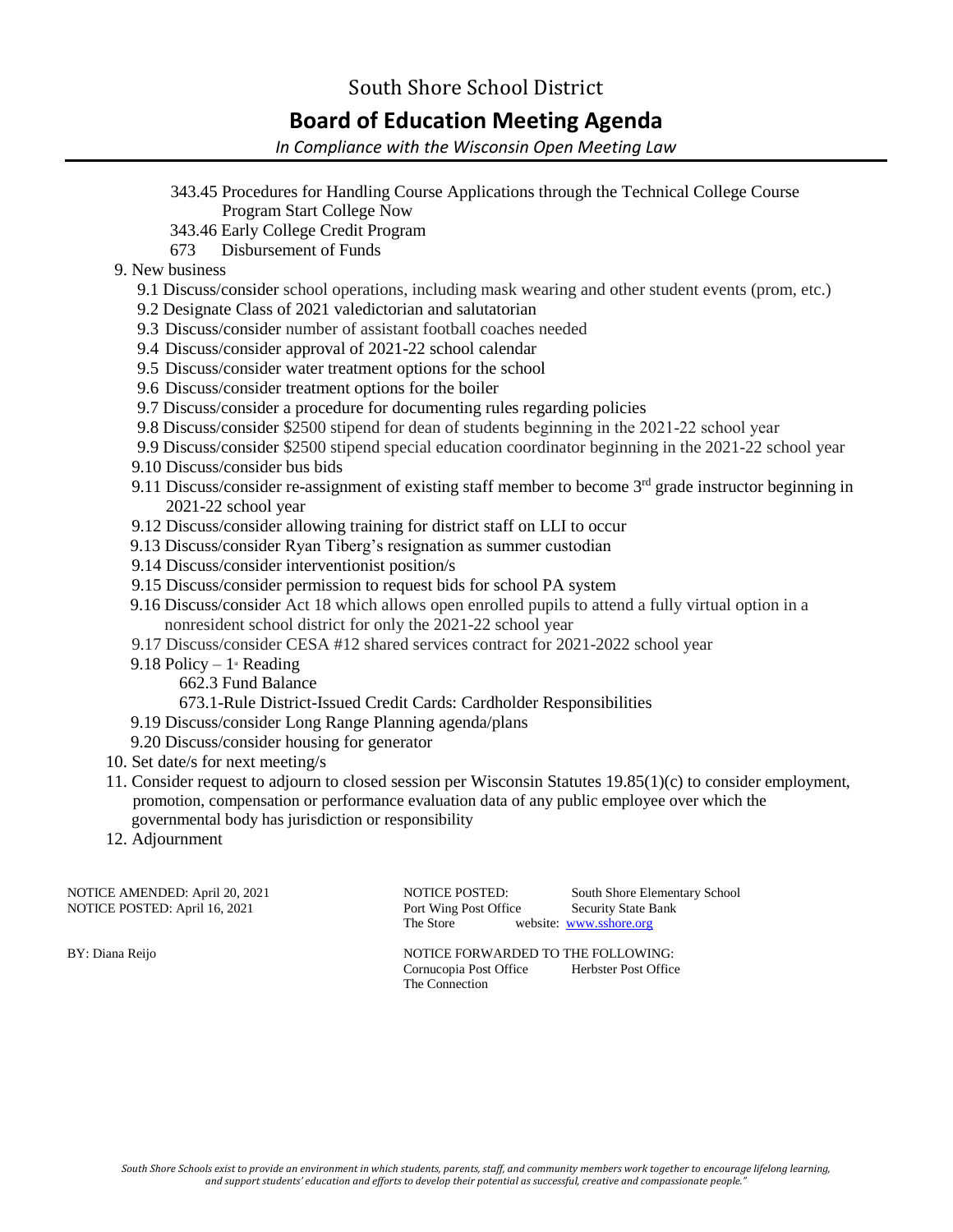South Shore School District

# Board of Education Meeting Agenda

*In Compliance with the Wisconsin Open Meeting Law*

343.45 Procedures for Handling Course Applications through the Technical College Course Program Start College Now
343.46 Early College Credit Program
673 Disbursement of Funds

9. New business
   - 9.1 Discuss/consider school operations, including mask wearing and other student events (prom, etc.)
   - 9.2 Designate Class of 2021 valedictorian and salutatorian
   - 9.3 Discuss/consider number of assistant football coaches needed
   - 9.4 Discuss/consider approval of 2021-22 school calendar
   - 9.5 Discuss/consider water treatment options for the school
   - 9.6 Discuss/consider treatment options for the boiler
   - 9.7 Discuss/consider a procedure for documenting rules regarding policies
   - 9.8 Discuss/consider $2500 stipend for dean of students beginning in the 2021-22 school year
   - 9.9 Discuss/consider $2500 stipend special education coordinator beginning in the 2021-22 school year
   - 9.10 Discuss/consider bus bids
   - 9.11 Discuss/consider re-assignment of existing staff member to become 3rd grade instructor beginning in 2021-22 school year
   - 9.12 Discuss/consider allowing training for district staff on LLI to occur
   - 9.13 Discuss/consider Ryan Tiberg's resignation as summer custodian
   - 9.14 Discuss/consider interventionist position/s
   - 9.15 Discuss/consider permission to request bids for school PA system
   - 9.16 Discuss/consider Act 18 which allows open enrolled pupils to attend a fully virtual option in a nonresident school district for only the 2021-22 school year
   - 9.17 Discuss/consider CESA #12 shared services contract for 2021-2022 school year
   - 9.18 Policy – 1st Reading
     - 662.3 Fund Balance
     - 673.1-Rule District-Issued Credit Cards: Cardholder Responsibilities
   - 9.19 Discuss/consider Long Range Planning agenda/plans
   - 9.20 Discuss/consider housing for generator
10. Set date/s for next meeting/s
11. Consider request to adjourn to closed session per Wisconsin Statutes 19.85(1)(c) to consider employment, promotion, compensation or performance evaluation data of any public employee over which the governmental body has jurisdiction or responsibility
12. Adjournment

NOTICE AMENDED: April 20, 2021
NOTICE POSTED: April 16, 2021

BY: Diana Reijo

NOTICE POSTED: South Shore Elementary School
Port Wing Post Office Security State Bank
The Store website: www.sshore.org

NOTICE FORWARDED TO THE FOLLOWING:
Cornucopia Post Office Herbster Post Office
The Connection

*South Shore Schools exist to provide an environment in which students, parents, staff, and community members work together to encourage lifelong learning, and support students' education and efforts to develop their potential as successful, creative and compassionate people."*